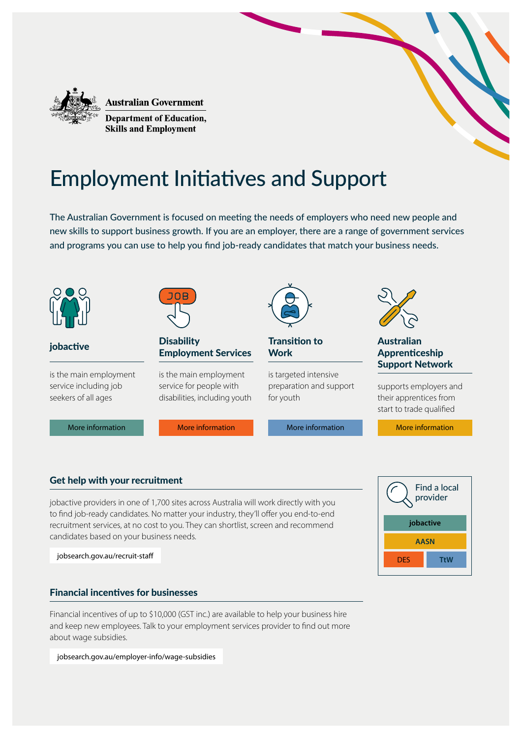Australian Government

Department of Education, Skills and Employment

# Employment Initiatives and Support

The Australian Government is focused on meeting the needs of employers who need new people and new skills to support business growth. If you are an employer, there are a range of government services and programs you can use to help you find job-ready candidates that match your business needs.

### jobactive

is the main employment service including job seekers of all ages

More information

### Disability Employment Services

is the main employment service for people with disabilities, including youth

More information

### Transition to Work

is targeted intensive preparation and support for youth

More information

### Australian Apprenticeship Support Network

supports employers and their apprentices from start to trade qualified

More information

## Get help with your recruitment

jobactive providers in one of 1,700 sites across Australia will work directly with you to find job-ready candidates. No matter your industry, they'll offer you end-to-end recruitment services, at no cost to you. They can shortlist, screen and recommend candidates based on your business needs.

jobsearch.gov.au/recruit-staff

## Financial incentives for businesses

Financial incentives of up to $10,000 (GST inc.) are available to help your business hire and keep new employees. Talk to your employment services provider to find out more about wage subsidies.

jobsearch.gov.au/employer-info/wage-subsidies

Find a local provider

- jobactive
- AASN
- DES
- TtW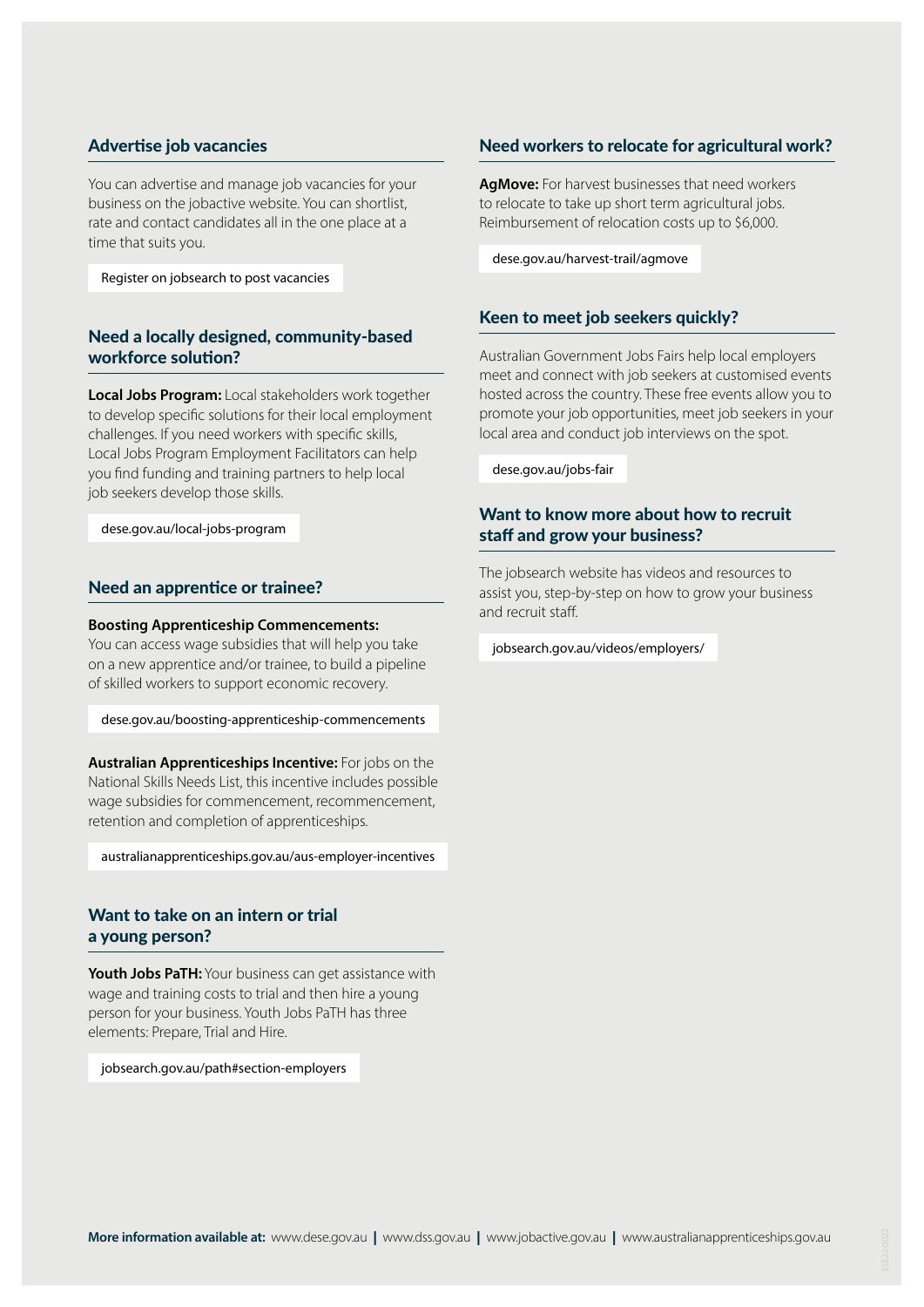## Advertise job vacancies

You can advertise and manage job vacancies for your business on the jobactive website. You can shortlist, rate and contact candidates all in the one place at a time that suits you.

Register on jobsearch to post vacancies

## Need a locally designed, community-based workforce solution?

**Local Jobs Program:** Local stakeholders work together to develop specific solutions for their local employment challenges. If you need workers with specific skills, Local Jobs Program Employment Facilitators can help you find funding and training partners to help local job seekers develop those skills.

dese.gov.au/local-jobs-program

## Need an apprentice or trainee?

**Boosting Apprenticeship Commencements:**
You can access wage subsidies that will help you take on a new apprentice and/or trainee, to build a pipeline of skilled workers to support economic recovery.

dese.gov.au/boosting-apprenticeship-commencements

**Australian Apprenticeships Incentive:** For jobs on the National Skills Needs List, this incentive includes possible wage subsidies for commencement, recommencement, retention and completion of apprenticeships.

australianapprenticeships.gov.au/aus-employer-incentives

## Want to take on an intern or trial a young person?

**Youth Jobs PaTH:** Your business can get assistance with wage and training costs to trial and then hire a young person for your business. Youth Jobs PaTH has three elements: Prepare, Trial and Hire.

jobsearch.gov.au/path#section-employers

## Need workers to relocate for agricultural work?

**AgMove:** For harvest businesses that need workers to relocate to take up short term agricultural jobs. Reimbursement of relocation costs up to $6,000.

dese.gov.au/harvest-trail/agmove

## Keen to meet job seekers quickly?

Australian Government Jobs Fairs help local employers meet and connect with job seekers at customised events hosted across the country. These free events allow you to promote your job opportunities, meet job seekers in your local area and conduct job interviews on the spot.

dese.gov.au/jobs-fair

## Want to know more about how to recruit staff and grow your business?

The jobsearch website has videos and resources to assist you, step-by-step on how to grow your business and recruit staff.

jobsearch.gov.au/videos/employers/

**More information available at:** www.dese.gov.au | www.dss.gov.au | www.jobactive.gov.au | www.australianapprenticeships.gov.au